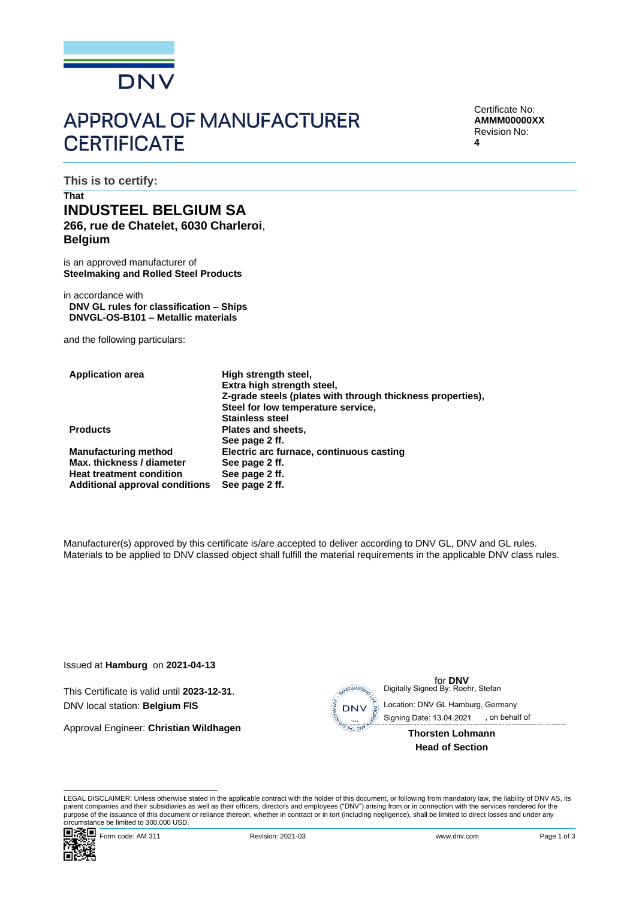DNV

# APPROVAL OF MANUFACTURER CERTIFICATE

Certificate No:
**AMMM00000XX**
Revision No:
**4**

**This is to certify:**

**That**

## INDUSTEEL BELGIUM SA

**266, rue de Chatelet, 6030 Charleroi**, **Belgium**

is an approved manufacturer of
**Steelmaking and Rolled Steel Products**

in accordance with
**DNV GL rules for classification – Ships**
**DNVGL-OS-B101 – Metallic materials**

and the following particulars:

| | |
|---|---|
| **Application area** | **High strength steel,** <br> **Extra high strength steel,** <br> **Z-grade steels (plates with through thickness properties),** <br> **Steel for low temperature service,** <br> **Stainless steel** |
| **Products** | **Plates and sheets,** <br> **See page 2 ff.** |
| **Manufacturing method** | **Electric arc furnace, continuous casting** |
| **Max. thickness / diameter** | **See page 2 ff.** |
| **Heat treatment condition** | **See page 2 ff.** |
| **Additional approval conditions** | **See page 2 ff.** |

Manufacturer(s) approved by this certificate is/are accepted to deliver according to DNV GL, DNV and GL rules. Materials to be applied to DNV classed object shall fulfill the material requirements in the applicable DNV class rules.

Issued at **Hamburg** on **2021-04-13**

This Certificate is valid until **2023-12-31**.
DNV local station: **Belgium FIS**

Approval Engineer: **Christian Wildhagen**

for **DNV**
Digitally Signed By: Roehr, Stefan
Location: DNV GL Hamburg, Germany
Signing Date: 13.04.2021 , on behalf of

**Thorsten Lohmann**
**Head of Section**

LEGAL DISCLAIMER: Unless otherwise stated in the applicable contract with the holder of this document, or following from mandatory law, the liability of DNV AS, its parent companies and their subsidiaries as well as their officers, directors and employees ("DNV") arising from or in connection with the services rendered for the purpose of the issuance of this document or reliance thereon, whether in contract or in tort (including negligence), shall be limited to direct losses and under any circumstance be limited to 300,000 USD.

Form code: AM 311 Revision: 2021-03 www.dnv.com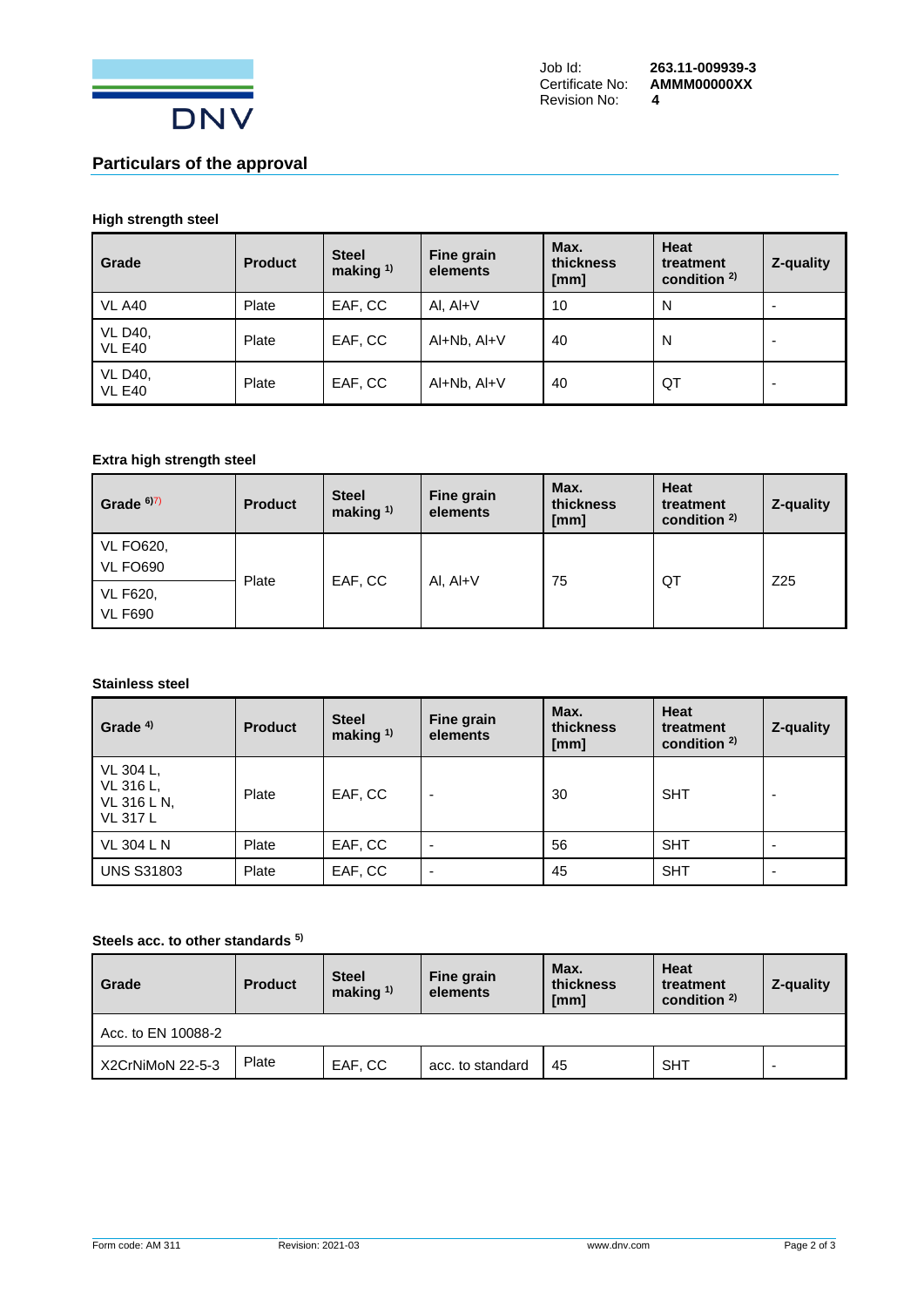| Job Id: | 263.11-009939-3 |
|---|---|
| Certificate No: | AMMM00000XX |
| Revision No: | 4 |

## Particulars of the approval

### High strength steel

| Grade | Product | Steel making [1)] | Fine grain elements | Max. thickness [mm] | Heat treatment condition [2)] | Z-quality |
|---|---|---|---|---|---|---|
| VL A40 | Plate | EAF, CC | Al, Al+V | 10 | N | - |
| VL D40, VL E40 | Plate | EAF, CC | Al+Nb, Al+V | 40 | N | - |
| VL D40, VL E40 | Plate | EAF, CC | Al+Nb, Al+V | 40 | QT | - |

### Extra high strength steel

| Grade [6)7)] | Product | Steel making [1)] | Fine grain elements | Max. thickness [mm] | Heat treatment condition [2)] | Z-quality |
|---|---|---|---|---|---|---|
| VL FO620, VL FO690 | Plate | EAF, CC | Al, Al+V | 75 | QT | Z25 |
| VL F620, VL F690 | | | | | | |

### Stainless steel

| Grade [4)] | Product | Steel making [1)] | Fine grain elements | Max. thickness [mm] | Heat treatment condition [2)] | Z-quality |
|---|---|---|---|---|---|---|
| VL 304 L, VL 316 L, VL 316 L N, VL 317 L | Plate | EAF, CC | - | 30 | SHT | - |
| VL 304 L N | Plate | EAF, CC | - | 56 | SHT | - |
| UNS S31803 | Plate | EAF, CC | - | 45 | SHT | - |

### Steels acc. to other standards [5)]

| Grade | Product | Steel making [1)] | Fine grain elements | Max. thickness [mm] | Heat treatment condition [2)] | Z-quality |
|---|---|---|---|---|---|---|
| Acc. to EN 10088-2 | | | | | | |
| X2CrNiMoN 22-5-3 | Plate | EAF, CC | acc. to standard | 45 | SHT | - |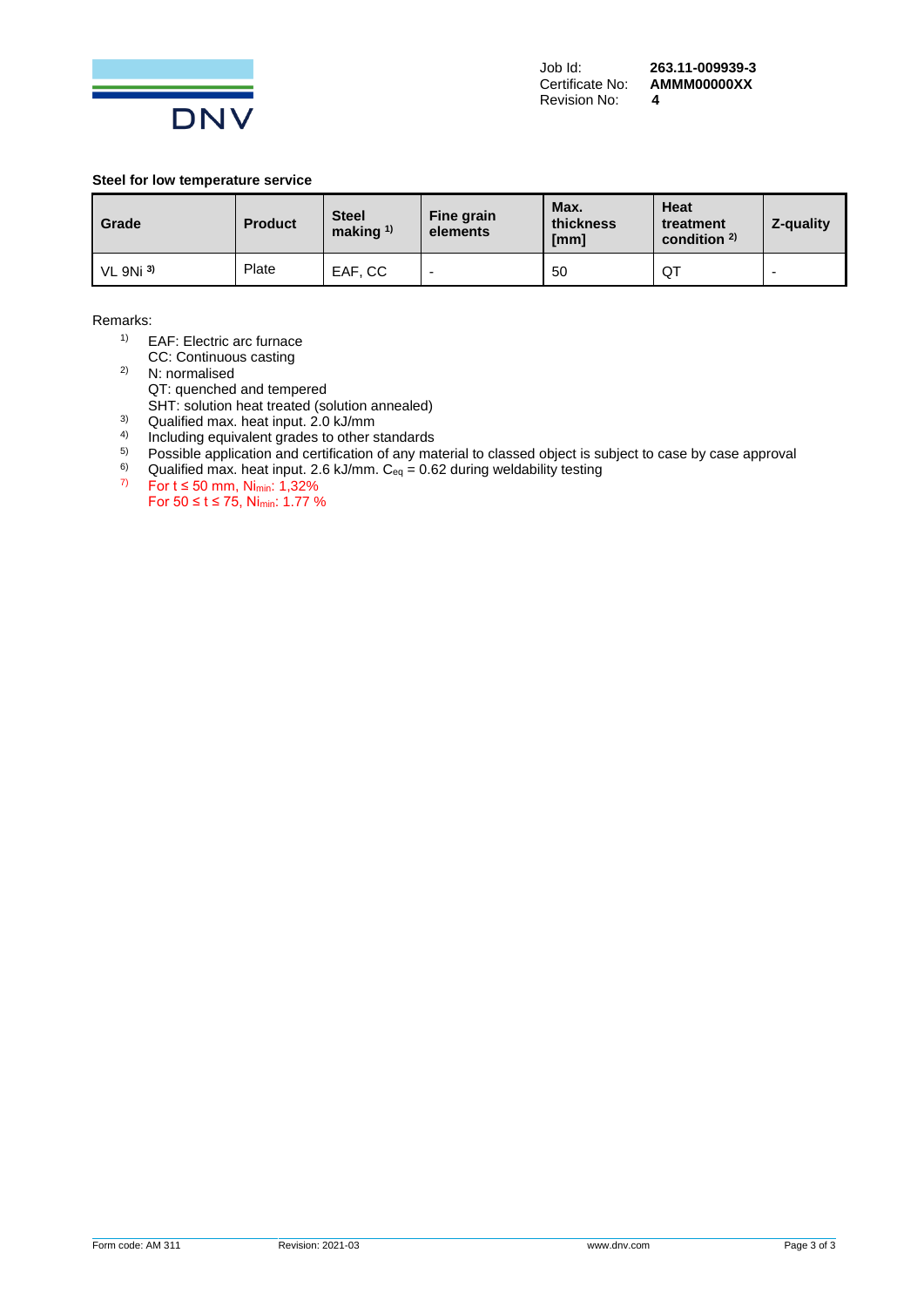Job Id: **263.11-009939-3**
Certificate No: **AMMM00000XX**
Revision No: **4**

**Steel for low temperature service**

| Grade | Product | Steel making [1] | Fine grain elements | Max. thickness [mm] | Heat treatment condition [2] | Z-quality |
|---|---|---|---|---|---|---|
| VL 9Ni [3] | Plate | EAF, CC | - | 50 | QT | - |

Remarks:

1) EAF: Electric arc furnace
   CC: Continuous casting
2) N: normalised
   QT: quenched and tempered
   SHT: solution heat treated (solution annealed)
3) Qualified max. heat input. 2.0 kJ/mm
4) Including equivalent grades to other standards
5) Possible application and certification of any material to classed object is subject to case by case approval
6) Qualified max. heat input. 2.6 kJ/mm. $C_{eq}$ = 0.62 during weldability testing
7) For t ≤ 50 mm, $Ni_{min}$: 1,32%
   For 50 ≤ t ≤ 75, $Ni_{min}$: 1.77 %